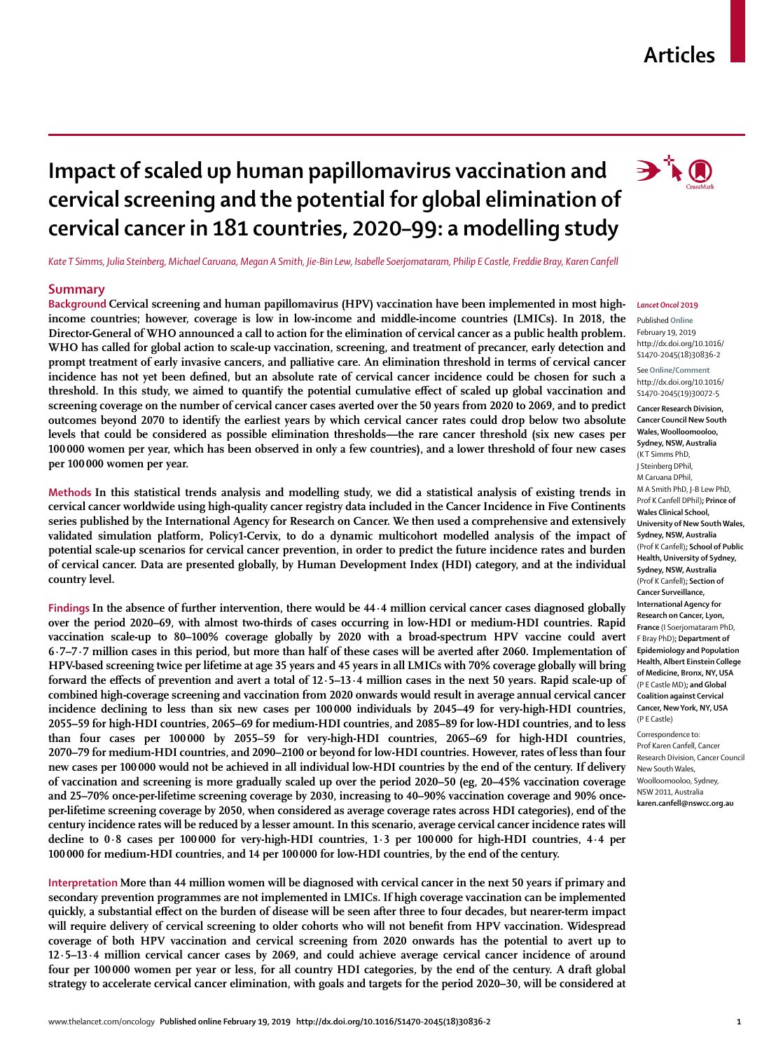# Impact of scaled up human papillomavirus vaccination and cervical screening and the potential for global elimination of cervical cancer in 181 countries, 2020–99: a modelling study

*Kate T Simms, Julia Steinberg, Michael Caruana, Megan A Smith, Jie-Bin Lew, Isabelle Soerjomataram, Philip E Castle, Freddie Bray, Karen Canfell*

## Summary

**Background** Cervical screening and human papillomavirus (HPV) vaccination have been implemented in most high-income countries; however, coverage is low in low-income and middle-income countries (LMICs). In 2018, the Director-General of WHO announced a call to action for the elimination of cervical cancer as a public health problem. WHO has called for global action to scale-up vaccination, screening, and treatment of precancer, early detection and prompt treatment of early invasive cancers, and palliative care. An elimination threshold in terms of cervical cancer incidence has not yet been defined, but an absolute rate of cervical cancer incidence could be chosen for such a threshold. In this study, we aimed to quantify the potential cumulative effect of scaled up global vaccination and screening coverage on the number of cervical cancer cases averted over the 50 years from 2020 to 2069, and to predict outcomes beyond 2070 to identify the earliest years by which cervical cancer rates could drop below two absolute levels that could be considered as possible elimination thresholds—the rare cancer threshold (six new cases per 100 000 women per year, which has been observed in only a few countries), and a lower threshold of four new cases per 100 000 women per year.

**Methods** In this statistical trends analysis and modelling study, we did a statistical analysis of existing trends in cervical cancer worldwide using high-quality cancer registry data included in the Cancer Incidence in Five Continents series published by the International Agency for Research on Cancer. We then used a comprehensive and extensively validated simulation platform, Policy1-Cervix, to do a dynamic multicohort modelled analysis of the impact of potential scale-up scenarios for cervical cancer prevention, in order to predict the future incidence rates and burden of cervical cancer. Data are presented globally, by Human Development Index (HDI) category, and at the individual country level.

**Findings** In the absence of further intervention, there would be 44·4 million cervical cancer cases diagnosed globally over the period 2020–69, with almost two-thirds of cases occurring in low-HDI or medium-HDI countries. Rapid vaccination scale-up to 80–100% coverage globally by 2020 with a broad-spectrum HPV vaccine could avert 6·7–7·7 million cases in this period, but more than half of these cases will be averted after 2060. Implementation of HPV-based screening twice per lifetime at age 35 years and 45 years in all LMICs with 70% coverage globally will bring forward the effects of prevention and avert a total of 12·5–13·4 million cases in the next 50 years. Rapid scale-up of combined high-coverage screening and vaccination from 2020 onwards would result in average annual cervical cancer incidence declining to less than six new cases per 100 000 individuals by 2045–49 for very-high-HDI countries, 2055–59 for high-HDI countries, 2065–69 for medium-HDI countries, and 2085–89 for low-HDI countries, and to less than four cases per 100 000 by 2055–59 for very-high-HDI countries, 2065–69 for high-HDI countries, 2070–79 for medium-HDI countries, and 2090–2100 or beyond for low-HDI countries. However, rates of less than four new cases per 100 000 would not be achieved in all individual low-HDI countries by the end of the century. If delivery of vaccination and screening is more gradually scaled up over the period 2020–50 (eg, 20–45% vaccination coverage and 25–70% once-per-lifetime screening coverage by 2030, increasing to 40–90% vaccination coverage and 90% once-per-lifetime screening coverage by 2050, when considered as average coverage rates across HDI categories), end of the century incidence rates will be reduced by a lesser amount. In this scenario, average cervical cancer incidence rates will decline to 0·8 cases per 100 000 for very-high-HDI countries, 1·3 per 100 000 for high-HDI countries, 4·4 per 100 000 for medium-HDI countries, and 14 per 100 000 for low-HDI countries, by the end of the century.

**Interpretation** More than 44 million women will be diagnosed with cervical cancer in the next 50 years if primary and secondary prevention programmes are not implemented in LMICs. If high coverage vaccination can be implemented quickly, a substantial effect on the burden of disease will be seen after three to four decades, but nearer-term impact will require delivery of cervical screening to older cohorts who will not benefit from HPV vaccination. Widespread coverage of both HPV vaccination and cervical screening from 2020 onwards has the potential to avert up to 12·5–13·4 million cervical cancer cases by 2069, and could achieve average cervical cancer incidence of around four per 100 000 women per year or less, for all country HDI categories, by the end of the century. A draft global strategy to accelerate cervical cancer elimination, with goals and targets for the period 2020–30, will be considered at

*Lancet Oncol* 2019

Published **Online** February 19, 2019 http://dx.doi.org/10.1016/S1470-2045(18)30836-2

See **Online/Comment** http://dx.doi.org/10.1016/S1470-2045(19)30072-5

**Cancer Research Division, Cancer Council New South Wales, Woolloomooloo, Sydney, NSW, Australia** (K T Simms PhD, J Steinberg DPhil, M Caruana DPhil, M A Smith PhD, J-B Lew PhD, Prof K Canfell DPhil)**; Prince of Wales Clinical School, University of New South Wales, Sydney, NSW, Australia** (Prof K Canfell)**; School of Public Health, University of Sydney, Sydney, NSW, Australia** (Prof K Canfell)**; Section of Cancer Surveillance, International Agency for Research on Cancer, Lyon, France** (I Soerjomataram PhD, F Bray PhD)**; Department of Epidemiology and Population Health, Albert Einstein College of Medicine, Bronx, NY, USA** (P E Castle MD)**; and Global Coalition against Cervical Cancer, New York, NY, USA** (P E Castle)

Correspondence to: Prof Karen Canfell, Cancer Research Division, Cancer Council New South Wales, Woolloomooloo, Sydney, NSW 2011, Australia **karen.canfell@nswcc.org.au**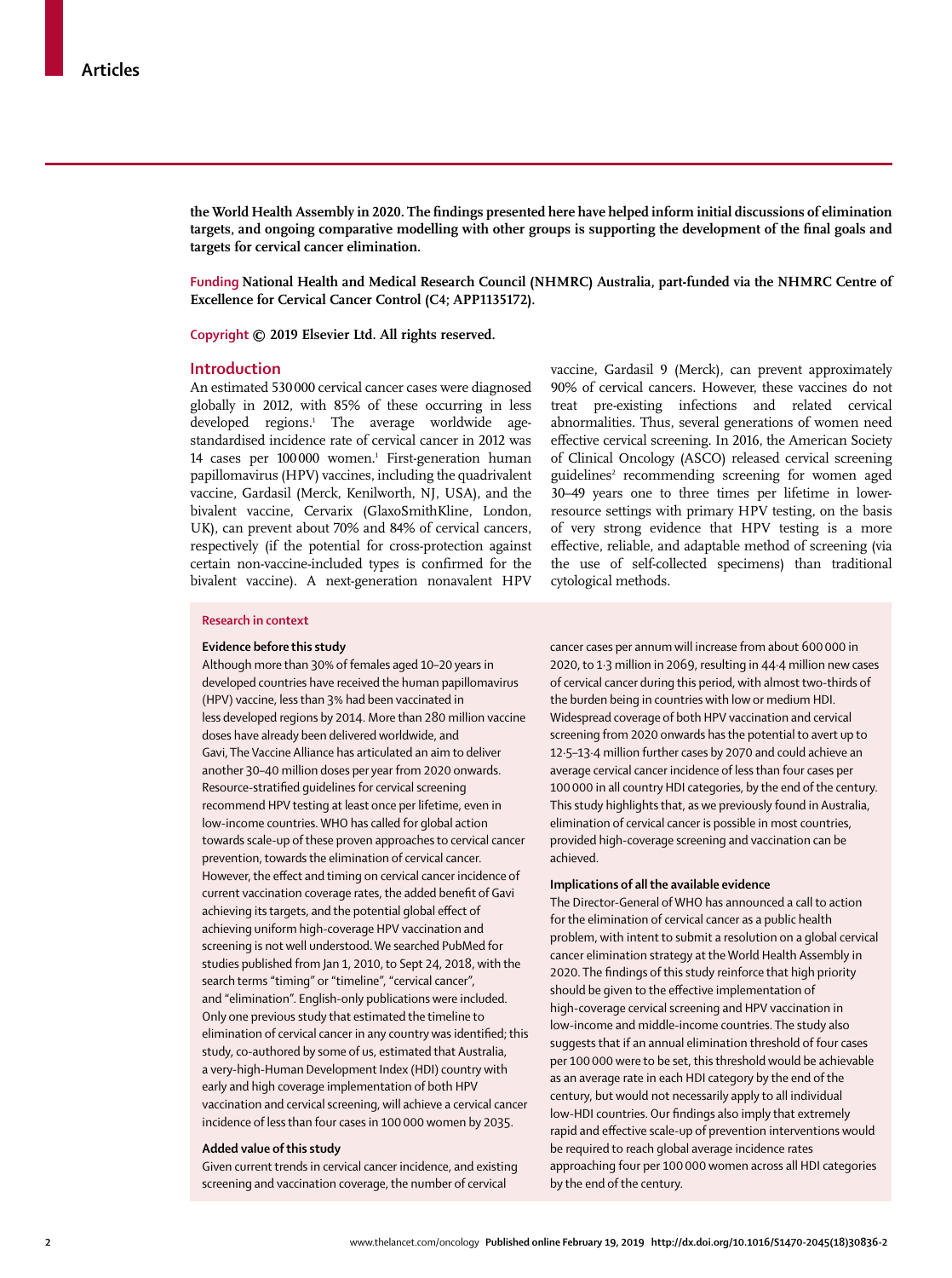**the World Health Assembly in 2020. The findings presented here have helped inform initial discussions of elimination targets, and ongoing comparative modelling with other groups is supporting the development of the final goals and targets for cervical cancer elimination.**

**Funding** **National Health and Medical Research Council (NHMRC) Australia, part-funded via the NHMRC Centre of Excellence for Cervical Cancer Control (C4; APP1135172).**

**Copyright © 2019 Elsevier Ltd. All rights reserved.**

## Introduction

An estimated 530 000 cervical cancer cases were diagnosed globally in 2012, with 85% of these occurring in less developed regions.[1] The average worldwide age-standardised incidence rate of cervical cancer in 2012 was 14 cases per 100 000 women.[1] First-generation human papillomavirus (HPV) vaccines, including the quadrivalent vaccine, Gardasil (Merck, Kenilworth, NJ, USA), and the bivalent vaccine, Cervarix (GlaxoSmithKline, London, UK), can prevent about 70% and 84% of cervical cancers, respectively (if the potential for cross-protection against certain non-vaccine-included types is confirmed for the bivalent vaccine). A next-generation nonavalent HPV vaccine, Gardasil 9 (Merck), can prevent approximately 90% of cervical cancers. However, these vaccines do not treat pre-existing infections and related cervical abnormalities. Thus, several generations of women need effective cervical screening. In 2016, the American Society of Clinical Oncology (ASCO) released cervical screening guidelines[2] recommending screening for women aged 30–49 years one to three times per lifetime in lower-resource settings with primary HPV testing, on the basis of very strong evidence that HPV testing is a more effective, reliable, and adaptable method of screening (via the use of self-collected specimens) than traditional cytological methods.

### Research in context

**Evidence before this study**

Although more than 30% of females aged 10–20 years in developed countries have received the human papillomavirus (HPV) vaccine, less than 3% had been vaccinated in less developed regions by 2014. More than 280 million vaccine doses have already been delivered worldwide, and Gavi, The Vaccine Alliance has articulated an aim to deliver another 30–40 million doses per year from 2020 onwards. Resource-stratified guidelines for cervical screening recommend HPV testing at least once per lifetime, even in low-income countries. WHO has called for global action towards scale-up of these proven approaches to cervical cancer prevention, towards the elimination of cervical cancer. However, the effect and timing on cervical cancer incidence of current vaccination coverage rates, the added benefit of Gavi achieving its targets, and the potential global effect of achieving uniform high-coverage HPV vaccination and screening is not well understood. We searched PubMed for studies published from Jan 1, 2010, to Sept 24, 2018, with the search terms "timing" or "timeline", "cervical cancer", and "elimination". English-only publications were included. Only one previous study that estimated the timeline to elimination of cervical cancer in any country was identified; this study, co-authored by some of us, estimated that Australia, a very-high-Human Development Index (HDI) country with early and high coverage implementation of both HPV vaccination and cervical screening, will achieve a cervical cancer incidence of less than four cases in 100 000 women by 2035.

**Added value of this study**

Given current trends in cervical cancer incidence, and existing screening and vaccination coverage, the number of cervical cancer cases per annum will increase from about 600 000 in 2020, to 1·3 million in 2069, resulting in 44·4 million new cases of cervical cancer during this period, with almost two-thirds of the burden being in countries with low or medium HDI. Widespread coverage of both HPV vaccination and cervical screening from 2020 onwards has the potential to avert up to 12·5–13·4 million further cases by 2070 and could achieve an average cervical cancer incidence of less than four cases per 100 000 in all country HDI categories, by the end of the century. This study highlights that, as we previously found in Australia, elimination of cervical cancer is possible in most countries, provided high-coverage screening and vaccination can be achieved.

**Implications of all the available evidence**

The Director-General of WHO has announced a call to action for the elimination of cervical cancer as a public health problem, with intent to submit a resolution on a global cervical cancer elimination strategy at the World Health Assembly in 2020. The findings of this study reinforce that high priority should be given to the effective implementation of high-coverage cervical screening and HPV vaccination in low-income and middle-income countries. The study also suggests that if an annual elimination threshold of four cases per 100 000 were to be set, this threshold would be achievable as an average rate in each HDI category by the end of the century, but would not necessarily apply to all individual low-HDI countries. Our findings also imply that extremely rapid and effective scale-up of prevention interventions would be required to reach global average incidence rates approaching four per 100 000 women across all HDI categories by the end of the century.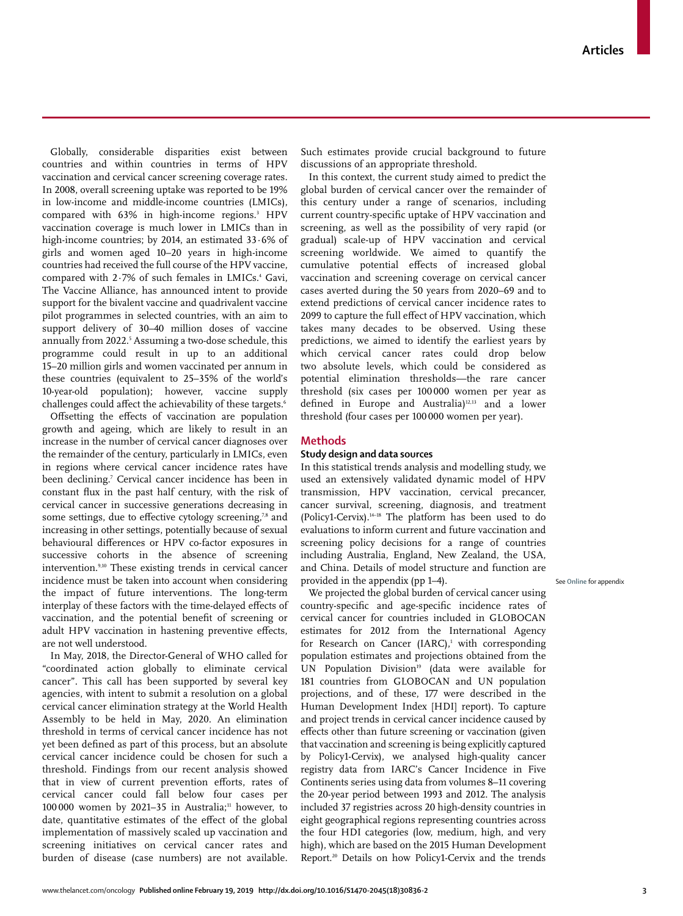Globally, considerable disparities exist between countries and within countries in terms of HPV vaccination and cervical cancer screening coverage rates. In 2008, overall screening uptake was reported to be 19% in low-income and middle-income countries (LMICs), compared with 63% in high-income regions.[3] HPV vaccination coverage is much lower in LMICs than in high-income countries; by 2014, an estimated 33·6% of girls and women aged 10–20 years in high-income countries had received the full course of the HPV vaccine, compared with 2·7% of such females in LMICs.[4] Gavi, The Vaccine Alliance, has announced intent to provide support for the bivalent vaccine and quadrivalent vaccine pilot programmes in selected countries, with an aim to support delivery of 30–40 million doses of vaccine annually from 2022.[5] Assuming a two-dose schedule, this programme could result in up to an additional 15–20 million girls and women vaccinated per annum in these countries (equivalent to 25–35% of the world's 10-year-old population); however, vaccine supply challenges could affect the achievability of these targets.[6]

Offsetting the effects of vaccination are population growth and ageing, which are likely to result in an increase in the number of cervical cancer diagnoses over the remainder of the century, particularly in LMICs, even in regions where cervical cancer incidence rates have been declining.[7] Cervical cancer incidence has been in constant flux in the past half century, with the risk of cervical cancer in successive generations decreasing in some settings, due to effective cytology screening,[7,8] and increasing in other settings, potentially because of sexual behavioural differences or HPV co-factor exposures in successive cohorts in the absence of screening intervention.[9,10] These existing trends in cervical cancer incidence must be taken into account when considering the impact of future interventions. The long-term interplay of these factors with the time-delayed effects of vaccination, and the potential benefit of screening or adult HPV vaccination in hastening preventive effects, are not well understood.

In May, 2018, the Director-General of WHO called for "coordinated action globally to eliminate cervical cancer". This call has been supported by several key agencies, with intent to submit a resolution on a global cervical cancer elimination strategy at the World Health Assembly to be held in May, 2020. An elimination threshold in terms of cervical cancer incidence has not yet been defined as part of this process, but an absolute cervical cancer incidence could be chosen for such a threshold. Findings from our recent analysis showed that in view of current prevention efforts, rates of cervical cancer could fall below four cases per 100 000 women by 2021–35 in Australia;[11] however, to date, quantitative estimates of the effect of the global implementation of massively scaled up vaccination and screening initiatives on cervical cancer rates and burden of disease (case numbers) are not available. Such estimates provide crucial background to future discussions of an appropriate threshold.

In this context, the current study aimed to predict the global burden of cervical cancer over the remainder of this century under a range of scenarios, including current country-specific uptake of HPV vaccination and screening, as well as the possibility of very rapid (or gradual) scale-up of HPV vaccination and cervical screening worldwide. We aimed to quantify the cumulative potential effects of increased global vaccination and screening coverage on cervical cancer cases averted during the 50 years from 2020–69 and to extend predictions of cervical cancer incidence rates to 2099 to capture the full effect of HPV vaccination, which takes many decades to be observed. Using these predictions, we aimed to identify the earliest years by which cervical cancer rates could drop below two absolute levels, which could be considered as potential elimination thresholds—the rare cancer threshold (six cases per 100 000 women per year as defined in Europe and Australia)[12,13] and a lower threshold (four cases per 100 000 women per year).

## Methods

### Study design and data sources

In this statistical trends analysis and modelling study, we used an extensively validated dynamic model of HPV transmission, HPV vaccination, cervical precancer, cancer survival, screening, diagnosis, and treatment (Policy1-Cervix).[14–18] The platform has been used to do evaluations to inform current and future vaccination and screening policy decisions for a range of countries including Australia, England, New Zealand, the USA, and China. Details of model structure and function are provided in the appendix (pp 1–4).

See Online for appendix

We projected the global burden of cervical cancer using country-specific and age-specific incidence rates of cervical cancer for countries included in GLOBOCAN estimates for 2012 from the International Agency for Research on Cancer (IARC),[1] with corresponding population estimates and projections obtained from the UN Population Division[19] (data were available for 181 countries from GLOBOCAN and UN population projections, and of these, 177 were described in the Human Development Index [HDI] report). To capture and project trends in cervical cancer incidence caused by effects other than future screening or vaccination (given that vaccination and screening is being explicitly captured by Policy1-Cervix), we analysed high-quality cancer registry data from IARC's Cancer Incidence in Five Continents series using data from volumes 8–11 covering the 20-year period between 1993 and 2012. The analysis included 37 registries across 20 high-density countries in eight geographical regions representing countries across the four HDI categories (low, medium, high, and very high), which are based on the 2015 Human Development Report.[20] Details on how Policy1-Cervix and the trends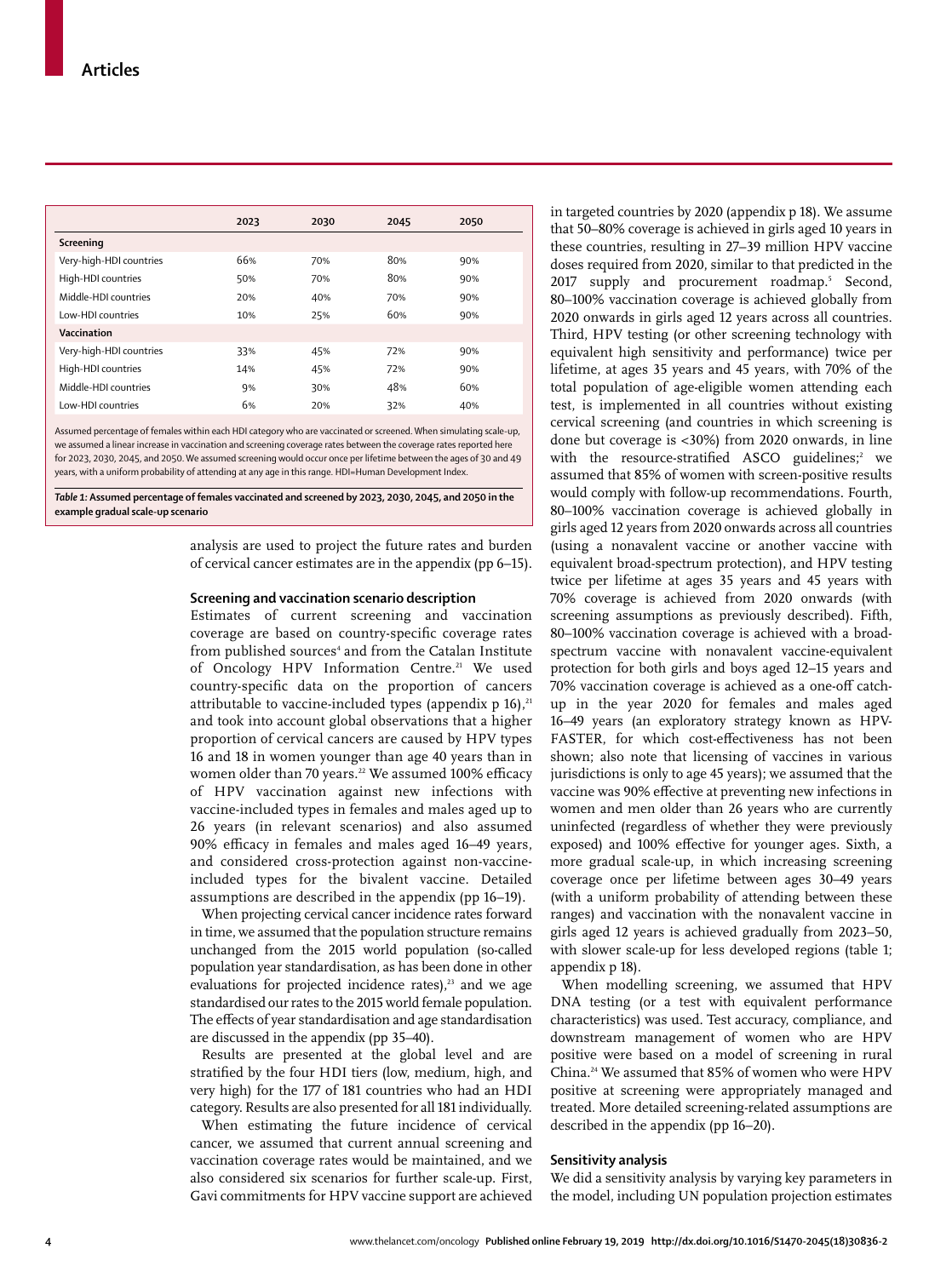|  | 2023 | 2030 | 2045 | 2050 |
|---|---|---|---|---|
| **Screening** | | | | |
| Very-high-HDI countries | 66% | 70% | 80% | 90% |
| High-HDI countries | 50% | 70% | 80% | 90% |
| Middle-HDI countries | 20% | 40% | 70% | 90% |
| Low-HDI countries | 10% | 25% | 60% | 90% |
| **Vaccination** | | | | |
| Very-high-HDI countries | 33% | 45% | 72% | 90% |
| High-HDI countries | 14% | 45% | 72% | 90% |
| Middle-HDI countries | 9% | 30% | 48% | 60% |
| Low-HDI countries | 6% | 20% | 32% | 40% |

Assumed percentage of females within each HDI category who are vaccinated or screened. When simulating scale-up, we assumed a linear increase in vaccination and screening coverage rates between the coverage rates reported here for 2023, 2030, 2045, and 2050. We assumed screening would occur once per lifetime between the ages of 30 and 49 years, with a uniform probability of attending at any age in this range. HDI=Human Development Index.

***Table 1:* Assumed percentage of females vaccinated and screened by 2023, 2030, 2045, and 2050 in the example gradual scale-up scenario**

analysis are used to project the future rates and burden of cervical cancer estimates are in the appendix (pp 6–15).

### Screening and vaccination scenario description

Estimates of current screening and vaccination coverage are based on country-specific coverage rates from published sources[4] and from the Catalan Institute of Oncology HPV Information Centre.[21] We used country-specific data on the proportion of cancers attributable to vaccine-included types (appendix p 16),[21] and took into account global observations that a higher proportion of cervical cancers are caused by HPV types 16 and 18 in women younger than age 40 years than in women older than 70 years.[22] We assumed 100% efficacy of HPV vaccination against new infections with vaccine-included types in females and males aged up to 26 years (in relevant scenarios) and also assumed 90% efficacy in females and males aged 16–49 years, and considered cross-protection against non-vaccine-included types for the bivalent vaccine. Detailed assumptions are described in the appendix (pp 16–19).

When projecting cervical cancer incidence rates forward in time, we assumed that the population structure remains unchanged from the 2015 world population (so-called population year standardisation, as has been done in other evaluations for projected incidence rates),[23] and we age standardised our rates to the 2015 world female population. The effects of year standardisation and age standardisation are discussed in the appendix (pp 35–40).

Results are presented at the global level and are stratified by the four HDI tiers (low, medium, high, and very high) for the 177 of 181 countries who had an HDI category. Results are also presented for all 181 individually.

When estimating the future incidence of cervical cancer, we assumed that current annual screening and vaccination coverage rates would be maintained, and we also considered six scenarios for further scale-up. First, Gavi commitments for HPV vaccine support are achieved in targeted countries by 2020 (appendix p 18). We assume that 50–80% coverage is achieved in girls aged 10 years in these countries, resulting in 27–39 million HPV vaccine doses required from 2020, similar to that predicted in the 2017 supply and procurement roadmap.[5] Second, 80–100% vaccination coverage is achieved globally from 2020 onwards in girls aged 12 years across all countries. Third, HPV testing (or other screening technology with equivalent high sensitivity and performance) twice per lifetime, at ages 35 years and 45 years, with 70% of the total population of age-eligible women attending each test, is implemented in all countries without existing cervical screening (and countries in which screening is done but coverage is <30%) from 2020 onwards, in line with the resource-stratified ASCO guidelines;[2] we assumed that 85% of women with screen-positive results would comply with follow-up recommendations. Fourth, 80–100% vaccination coverage is achieved globally in girls aged 12 years from 2020 onwards across all countries (using a nonavalent vaccine or another vaccine with equivalent broad-spectrum protection), and HPV testing twice per lifetime at ages 35 years and 45 years with 70% coverage is achieved from 2020 onwards (with screening assumptions as previously described). Fifth, 80–100% vaccination coverage is achieved with a broad-spectrum vaccine with nonavalent vaccine-equivalent protection for both girls and boys aged 12–15 years and 70% vaccination coverage is achieved as a one-off catch-up in the year 2020 for females and males aged 16–49 years (an exploratory strategy known as HPV-FASTER, for which cost-effectiveness has not been shown; also note that licensing of vaccines in various jurisdictions is only to age 45 years); we assumed that the vaccine was 90% effective at preventing new infections in women and men older than 26 years who are currently uninfected (regardless of whether they were previously exposed) and 100% effective for younger ages. Sixth, a more gradual scale-up, in which increasing screening coverage once per lifetime between ages 30–49 years (with a uniform probability of attending between these ranges) and vaccination with the nonavalent vaccine in girls aged 12 years is achieved gradually from 2023–50, with slower scale-up for less developed regions (table 1; appendix p 18).

When modelling screening, we assumed that HPV DNA testing (or a test with equivalent performance characteristics) was used. Test accuracy, compliance, and downstream management of women who are HPV positive were based on a model of screening in rural China.[24] We assumed that 85% of women who were HPV positive at screening were appropriately managed and treated. More detailed screening-related assumptions are described in the appendix (pp 16–20).

### Sensitivity analysis

We did a sensitivity analysis by varying key parameters in the model, including UN population projection estimates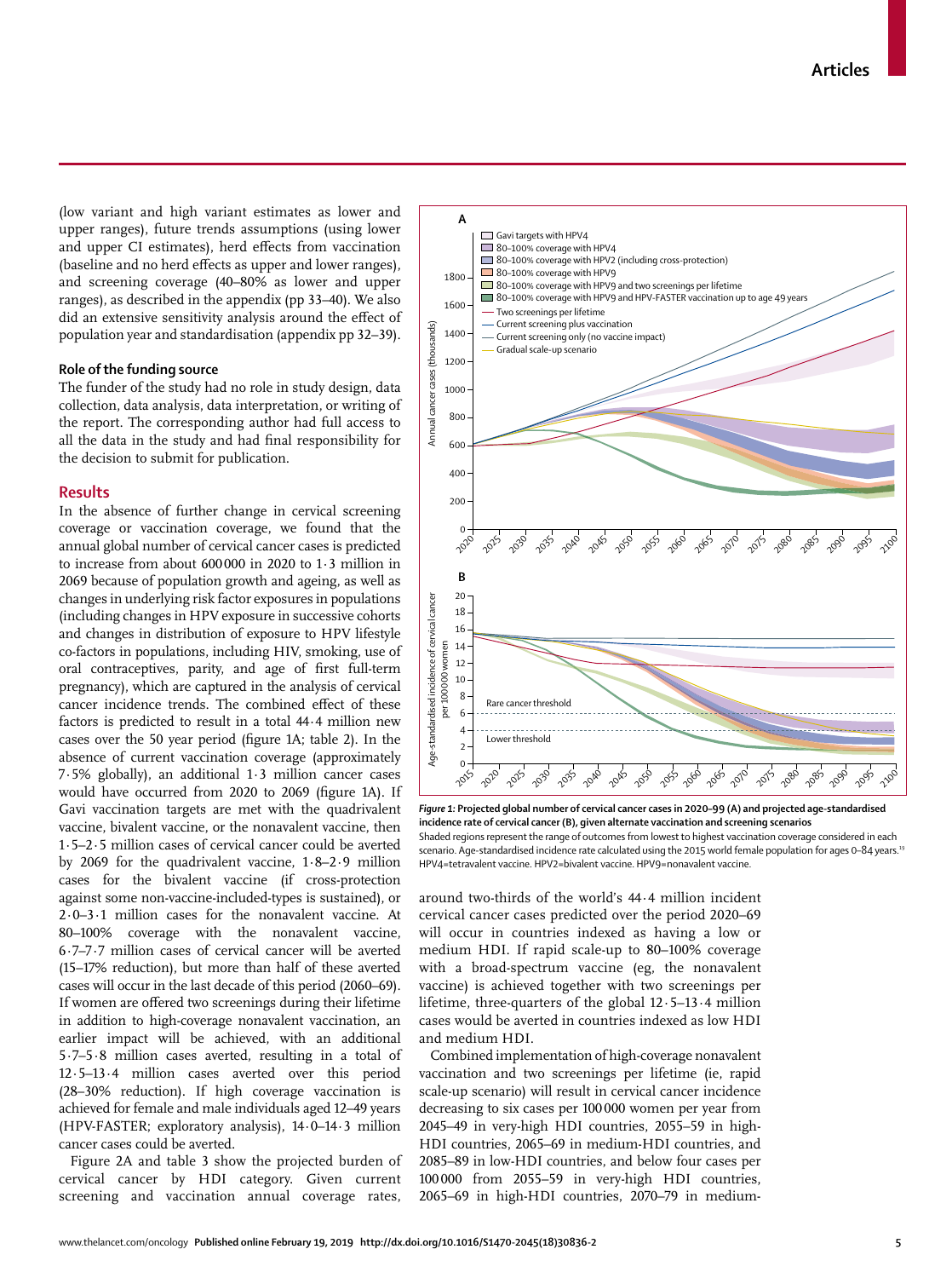(low variant and high variant estimates as lower and upper ranges), future trends assumptions (using lower and upper CI estimates), herd effects from vaccination (baseline and no herd effects as upper and lower ranges), and screening coverage (40–80% as lower and upper ranges), as described in the appendix (pp 33–40). We also did an extensive sensitivity analysis around the effect of population year and standardisation (appendix pp 32–39).

### Role of the funding source

The funder of the study had no role in study design, data collection, data analysis, data interpretation, or writing of the report. The corresponding author had full access to all the data in the study and had final responsibility for the decision to submit for publication.

## Results

In the absence of further change in cervical screening coverage or vaccination coverage, we found that the annual global number of cervical cancer cases is predicted to increase from about 600 000 in 2020 to 1·3 million in 2069 because of population growth and ageing, as well as changes in underlying risk factor exposures in populations (including changes in HPV exposure in successive cohorts and changes in distribution of exposure to HPV lifestyle co-factors in populations, including HIV, smoking, use of oral contraceptives, parity, and age of first full-term pregnancy), which are captured in the analysis of cervical cancer incidence trends. The combined effect of these factors is predicted to result in a total 44·4 million new cases over the 50 year period (figure 1A; table 2). In the absence of current vaccination coverage (approximately 7·5% globally), an additional 1·3 million cancer cases would have occurred from 2020 to 2069 (figure 1A). If Gavi vaccination targets are met with the quadrivalent vaccine, bivalent vaccine, or the nonavalent vaccine, then 1·5–2·5 million cases of cervical cancer could be averted by 2069 for the quadrivalent vaccine, 1·8–2·9 million cases for the bivalent vaccine (if cross-protection against some non-vaccine-included-types is sustained), or 2·0–3·1 million cases for the nonavalent vaccine. At 80–100% coverage with the nonavalent vaccine, 6·7–7·7 million cases of cervical cancer will be averted (15–17% reduction), but more than half of these averted cases will occur in the last decade of this period (2060–69). If women are offered two screenings during their lifetime in addition to high-coverage nonavalent vaccination, an earlier impact will be achieved, with an additional 5·7–5·8 million cases averted, resulting in a total of 12·5–13·4 million cases averted over this period (28–30% reduction). If high coverage vaccination is achieved for female and male individuals aged 12–49 years (HPV-FASTER; exploratory analysis), 14·0–14·3 million cancer cases could be averted.

Figure 2A and table 3 show the projected burden of cervical cancer by HDI category. Given current screening and vaccination annual coverage rates, around two-thirds of the world's 44·4 million incident cervical cancer cases predicted over the period 2020–69 will occur in countries indexed as having a low or medium HDI. If rapid scale-up to 80–100% coverage with a broad-spectrum vaccine (eg, the nonavalent vaccine) together with two screenings per lifetime, three-quarters of the global 12·5–13·4 million cases would be averted in countries indexed as low HDI and medium HDI.

Combined implementation of high-coverage nonavalent vaccination and two screenings per lifetime (ie, rapid scale-up scenario) will result in cervical cancer incidence decreasing to six cases per 100 000 women per year from 2045–49 in very-high HDI countries, 2055–59 in high-HDI countries, 2065–69 in medium-HDI countries, and 2085–89 in low-HDI countries, and below four cases per 100 000 from 2055–59 in very-high HDI countries, 2065–69 in high-HDI countries, 2070–79 in medium-

**Figure 1: Projected global number of cervical cancer cases in 2020–99 (A) and projected age-standardised incidence rate of cervical cancer (B), given alternate vaccination and screening scenarios**
Shaded regions represent the range of outcomes from lowest to highest vaccination coverage considered in each scenario. Age-standardised incidence rate calculated using the 2015 world female population for ages 0–84 years.[13] HPV4=tetravalent vaccine. HPV2=bivalent vaccine. HPV9=nonavalent vaccine.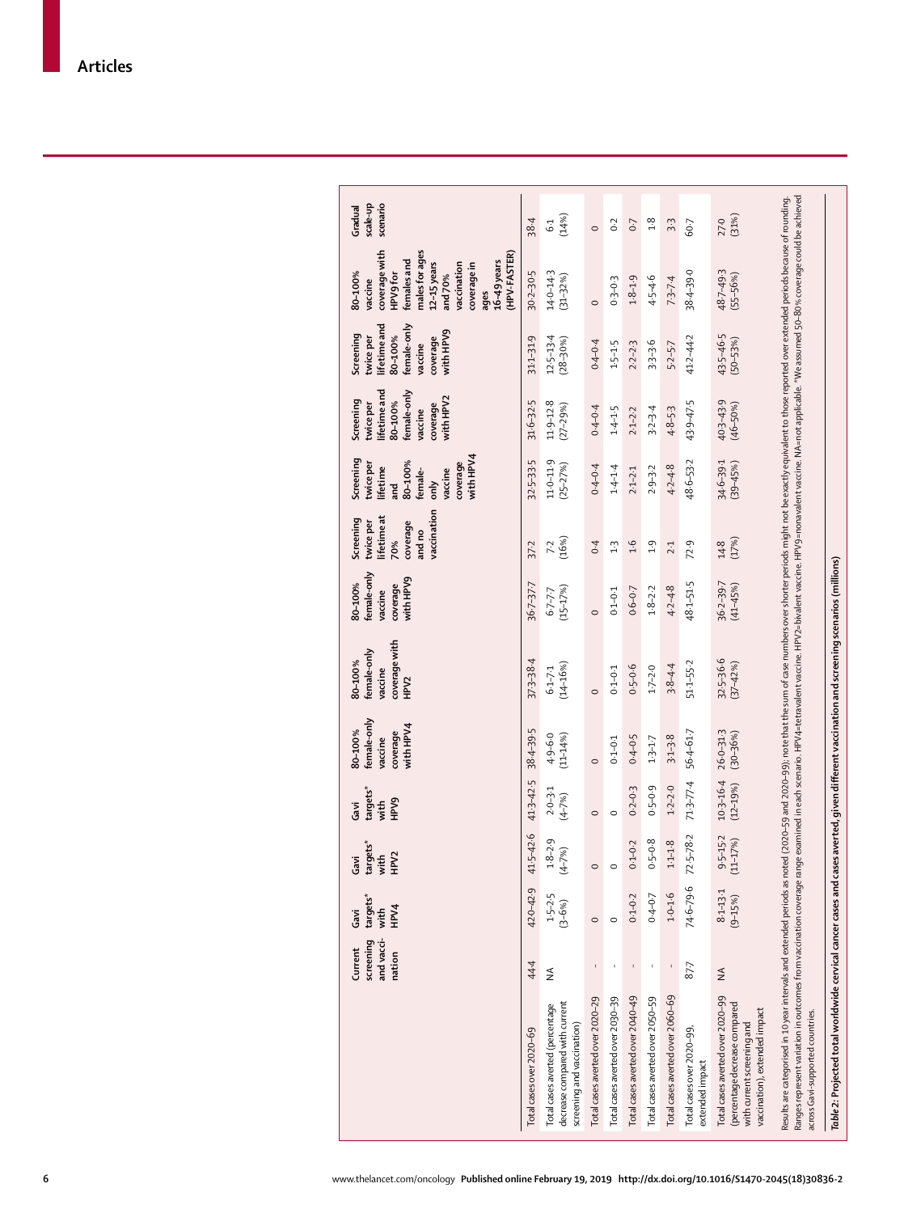| | Current screening and vaccination | Gavi targets* with HPV4 | Gavi targets* with HPV2 | Gavi targets* with HPV9 | 80–100% female-only vaccine coverage with HPV4 | 80–100% female-only vaccine coverage with HPV2 | 80–100% female-only vaccine coverage with HPV9 | Screening twice per lifetime at 70% coverage and no vaccination | Screening twice per lifetime and 80–100% female-only vaccine coverage with HPV4 | Screening twice per lifetime and 80–100% female-only vaccine coverage with HPV2 | Screening twice per lifetime and 80–100% female-only vaccine coverage with HPV9 | 80–100% vaccine coverage with HPV9 for females and males for ages 12–15 years and 70% vaccination coverage in ages 16–49 years (HPV-FASTER) | Gradual scale-up scenario |
|---|---|---|---|---|---|---|---|---|---|---|---|---|---|
| Total cases over 2020–69 | 44·4 | 42·0–42·9 | 41·5–42·6 | 41·3–42·5 | 38·4–39·5 | 37·3–38·4 | 36·7–37·7 | 37·2 | 32·5–33·5 | 31·6–32·5 | 31·1–31·9 | 30·2–30·5 | 38·4 |
| Total cases averted (percentage decrease compared with current screening and vaccination) | NA | 1·5–2·5 (3–6%) | 1·8–2·9 (4–7%) | 2·0–3·1 (4–7%) | 4·9–6·0 (11–14%) | 6·1–7·1 (14–16%) | 6·7–7·7 (15–17%) | 7·2 (16%) | 11·0–11·9 (25–27%) | 11·9–12·8 (27–29%) | 12·5–13·4 (28–30%) | 14·0–14·3 (31–32%) | 6·1 (14%) |
| Total cases averted over 2020–29 | .. | 0 | 0 | 0 | 0 | 0 | 0 | 0·4 | 0·4–0·4 | 0·4–0·4 | 0·4–0·4 | 0 | 0 |
| Total cases averted over 2030–39 | .. | 0 | 0 | 0 | 0·1–0·1 | 0·1–0·1 | 0·1–0·1 | 1·3 | 1·4–1·4 | 1·4–1·5 | 1·5–1·5 | 0·3–0·3 | 0·2 |
| Total cases averted over 2040–49 | .. | 0·1–0·2 | 0·1–0·2 | 0·2–0·3 | 0·4–0·5 | 0·5–0·6 | 0·6–0·7 | 1·6 | 2·1–2·1 | 2·1–2·2 | 2·2–2·3 | 1·8–1·9 | 0·7 |
| Total cases averted over 2050–59 | .. | 0·4–0·7 | 0·5–0·8 | 0·5–0·9 | 1·3–1·7 | 1·7–2·0 | 1·8–2·2 | 1·9 | 2·9–3·2 | 3·2–3·4 | 3·3–3·6 | 4·5–4·6 | 1·8 |
| Total cases averted over 2060–69 | .. | 1·0–1·6 | 1·1–1·8 | 1·2–2·0 | 3·1–3·8 | 3·8–4·4 | 4·2–4·8 | 2·1 | 4·2–4·8 | 4·8–5·3 | 5·2–5·7 | 7·3–7·4 | 3·3 |
| Total cases over 2020–99, extended impact | 87·7 | 74·6–79·6 | 72·5–78·2 | 71·3–77·4 | 56·4–61·7 | 51·1–55·2 | 48·1–51·5 | 72·9 | 48·6–53·2 | 43·9–47·5 | 41·2–44·2 | 38·4–39·0 | 60·7 |
| Total cases averted over 2020–99 (percentage decrease compared with current screening and vaccination), extended impact | NA | 8·1–13·1 (9–15%) | 9·5–15·2 (11–17%) | 10·3–16·4 (12–19%) | 26·0–31·3 (30–36%) | 32·5–36·6 (37–42%) | 36·2–39·7 (41–45%) | 14·8 (17%) | 34·6–39·1 (39–45%) | 40·3–43·9 (46–50%) | 43·5–46·5 (50–53%) | 48·7–49·3 (55–56%) | 27·0 (31%) |

Results are categorised in 10 year intervals and extended periods as noted (2020–59 and 2020–99); note that the sum of case numbers over shorter periods might not be exactly equivalent to those reported over extended periods because of rounding. Ranges represent variation in outcomes from vaccination coverage range examined in each scenario. HPV4=tetravalent vaccine. HPV2=bivalent vaccine. HPV9=nonavalent vaccine. NA=not applicable. *We assumed 50–80% coverage could be achieved across Gavi-supported countries.

*Table 2:* **Projected total worldwide cervical cancer cases and cases averted, given different vaccination and screening scenarios (millions)**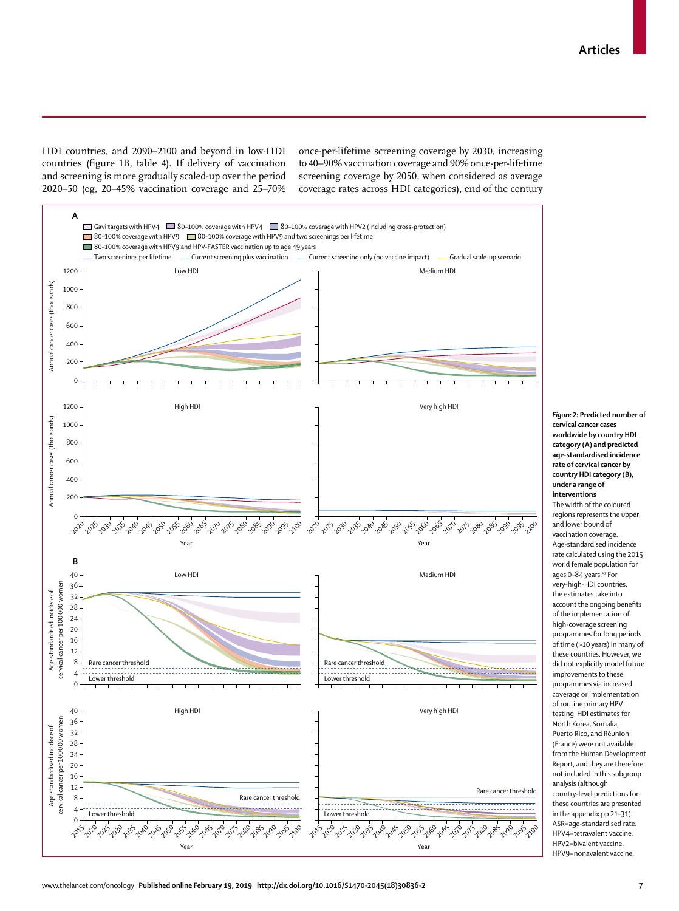HDI countries, and 2090–2100 and beyond in low-HDI countries (figure 1B, table 4). If delivery of vaccination and screening is more gradually scaled-up over the period 2020–50 (eg, 20–45% vaccination coverage and 25–70% once-per-lifetime screening coverage by 2030, increasing to 40–90% vaccination coverage and 90% once-per-lifetime screening coverage by 2050, when considered as average coverage rates across HDI categories), end of the century

*Figure 2:* **Predicted number of cervical cancer cases worldwide by country HDI category (A) and predicted age-standardised incidence rate of cervical cancer by country HDI category (B), under a range of interventions**

The width of the coloured regions represents the upper and lower bound of vaccination coverage. Age-standardised incidence rate calculated using the 2015 world female population for ages 0–84 years.[19] For very-high-HDI countries, the estimates take into account the ongoing benefits of the implementation of high-coverage screening programmes for long periods of time (>10 years) in many of these countries. However, we did not explicitly model future improvements to these programmes via increased coverage or implementation of routine primary HPV testing. HDI estimates for North Korea, Somalia, Puerto Rico, and Réunion (France) were not available from the Human Development Report, and they are therefore not included in this subgroup analysis (although country-level predictions for these countries are presented in the appendix pp 21–31). ASR=age-standardised rate. HPV4=tetravalent vaccine. HPV2=bivalent vaccine. HPV9=nonavalent vaccine.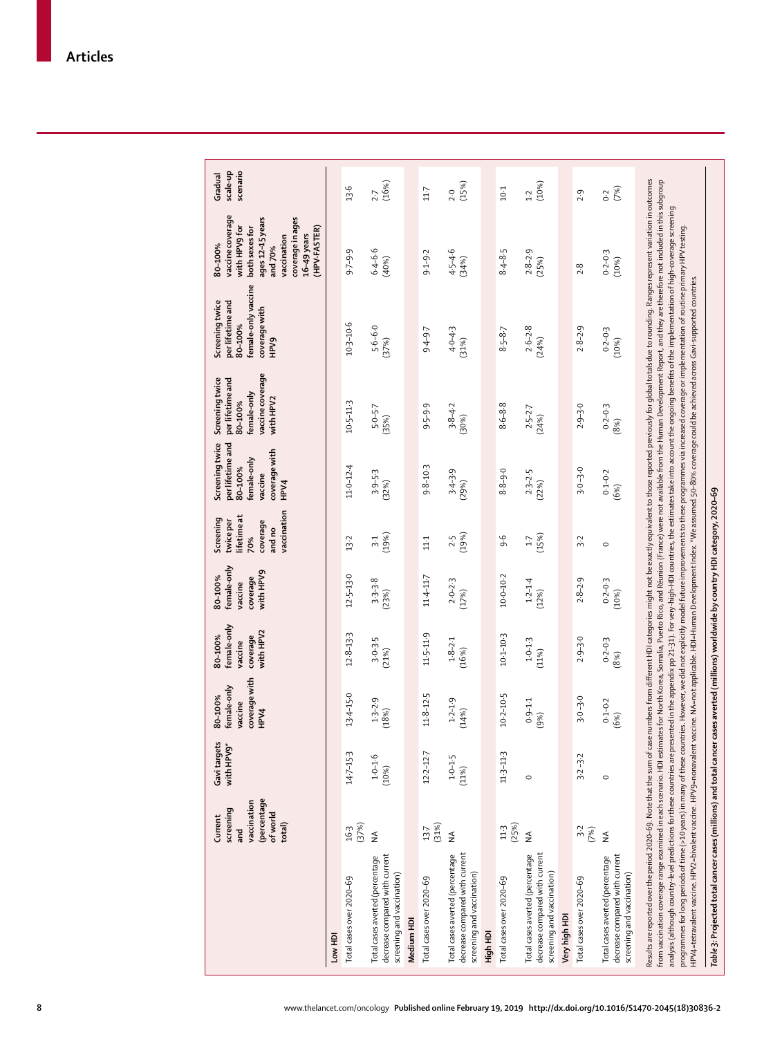| | Current screening and vaccination (percentage of world total) | Gavi targets with HPV9* | 80–100% female-only vaccine coverage with HPV4 | 80–100% female-only vaccine coverage with HPV2 | 80–100% female-only vaccine coverage with HPV9 | Screening twice per lifetime at 70% coverage and no vaccination | Screening twice per lifetime and 80–100% female-only vaccine coverage with HPV4 | Screening twice per lifetime and 80–100% female-only vaccine coverage with HPV2 | Screening twice per lifetime and 80–100% female-only vaccine coverage with HPV9 | 80–100% vaccine coverage with HPV9 for both sexes for ages 12–15 years and 70% vaccination coverage in ages 16–49 years (HPV-FASTER) | Gradual scale-up scenario |
|---|---|---|---|---|---|---|---|---|---|---|---|
| **Low HDI** | | | | | | | | | | | |
| Total cases over 2020–69 | 16·3 (37%) | 14·7–15·3 | 13·4–15·0 | 12·8–13·3 | 12·5–13·0 | 13·2 | 11·0–12·4 | 10·5–11·3 | 10·3–10·6 | 9·7–9·9 | 13·6 |
| Total cases averted (percentage decrease compared with current screening and vaccination) | NA | 1·0–1·6 (10%) | 1·3–2·9 (18%) | 3·0–3·5 (21%) | 3·3–3·8 (23%) | 3·1 (19%) | 3·9–5·3 (32%) | 5·0–5·7 (35%) | 5·6–6·0 (37%) | 6·4–6·6 (40%) | 2·7 (16%) |
| **Medium HDI** | | | | | | | | | | | |
| Total cases over 2020–69 | 13·7 (31%) | 12·2–12·7 | 11·8–12·5 | 11·5–11·9 | 11·4–11·7 | 11·1 | 9·8–10·3 | 9·5–9·9 | 9·4–9·7 | 9·1–9·2 | 11·7 |
| Total cases averted (percentage decrease compared with current screening and vaccination) | NA | 1·0–1·5 (11%) | 1·2–1·9 (14%) | 1·8–2·1 (16%) | 2·0–2·3 (17%) | 2·5 (19%) | 3·4–3·9 (29%) | 3·8–4·2 (30%) | 4·0–4·3 (31%) | 4·5–4·6 (34%) | 2·0 (15%) |
| **High HDI** | | | | | | | | | | | |
| Total cases over 2020–69 | 11·3 (25%) | 11·3–11·3 | 10·2–10·5 | 10·1–10·3 | 10·0–10·2 | 9·6 | 8·8–9·0 | 8·6–8·8 | 8·5–8·7 | 8·4–8·5 | 10·1 |
| Total cases averted (percentage decrease compared with current screening and vaccination) | NA | 0 | 0·9–1·1 (9%) | 1·0–1·3 (11%) | 1·2–1·4 (12%) | 1·7 (15%) | 2·3–2·5 (22%) | 2·5–2·7 (24%) | 2·6–2·8 (24%) | 2·8–2·9 (25%) | 1·2 (10%) |
| **Very high HDI** | | | | | | | | | | | |
| Total cases over 2020–69 | 3·2 (7%) | 3·2–3·2 | 3·0–3·0 | 2·9–3·0 | 2·8–2·9 | 3·2 | 3·0–3·0 | 2·9–3·0 | 2·8–2·9 | 2·8 | 2·9 |
| Total cases averted (percentage decrease compared with current screening and vaccination) | NA | 0 | 0·1–0·2 (6%) | 0·2–0·3 (8%) | 0·2–0·3 (10%) | 0 | 0·1–0·2 (6%) | 0·2–0·3 (8%) | 0·2–0·3 (10%) | 0·2–0·3 (10%) | 0·2 (7%) |

Results are reported over the period 2020–69. Note that the sum of case numbers from different HDI categories might not be exactly equivalent to those reported previously for global totals due to rounding. Ranges represent variation in outcomes from vaccination coverage range examined in each scenario. HDI estimates for North Korea, Somalia, Puerto Rico, and Réunion (France) were not available from the Human Development Report, and they are therefore not included in this subgroup analysis (although country-level predictions for these countries are presented in the appendix pp 21–31). For very-high-HDI countries, the estimates take into account the ongoing benefits of the implementation of high-coverage screening programmes for long periods of time (>10 years) in many of these countries. However, we did not explicitly model future improvements to these programmes via increased coverage or implementation of routine primary HPV testing. HPV4=tetravalent vaccine. HPV2=bivalent vaccine. HPV9=nonavalent vaccine. NA=not applicable. HDI=Human Development Index. *We assumed 50–80% coverage could be achieved across Gavi-supported countries.

*Table 3:* **Projected total cancer cases (millions) and total cancer cases averted (millions) worldwide by country HDI category, 2020–69**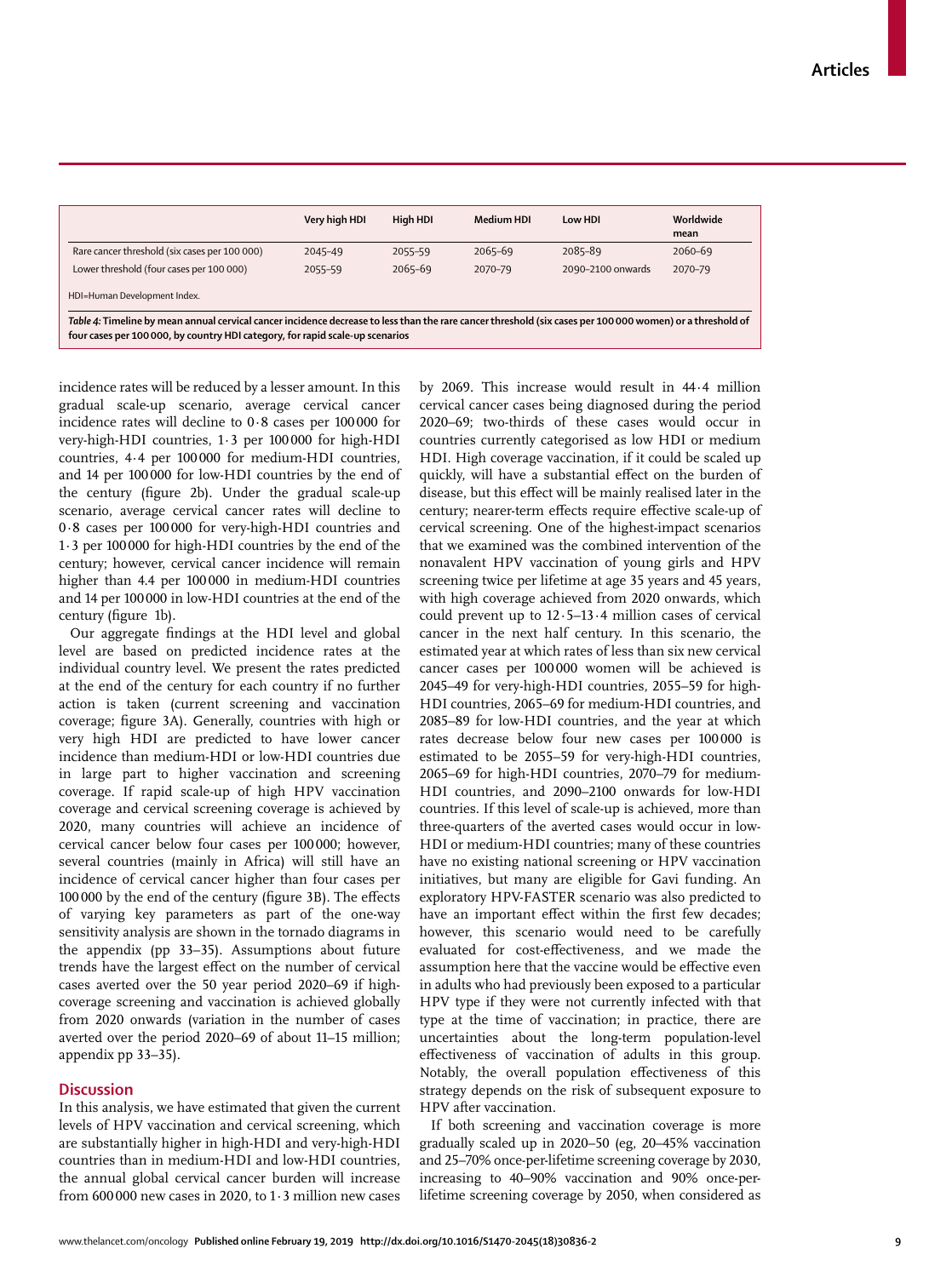| | Very high HDI | High HDI | Medium HDI | Low HDI | Worldwide mean |
|---|---|---|---|---|---|
| Rare cancer threshold (six cases per 100 000) | 2045–49 | 2055–59 | 2065–69 | 2085–89 | 2060–69 |
| Lower threshold (four cases per 100 000) | 2055–59 | 2065–69 | 2070–79 | 2090–2100 onwards | 2070–79 |

HDI=Human Development Index.

*Table 4:* **Timeline by mean annual cervical cancer incidence decrease to less than the rare cancer threshold (six cases per 100 000 women) or a threshold of four cases per 100 000, by country HDI category, for rapid scale-up scenarios**

incidence rates will be reduced by a lesser amount. In this gradual scale-up scenario, average cervical cancer incidence rates will decline to 0·8 cases per 100 000 for very-high-HDI countries, 1·3 per 100 000 for high-HDI countries, 4·4 per 100 000 for medium-HDI countries, and 14 per 100 000 for low-HDI countries by the end of the century (figure 2b). Under the gradual scale-up scenario, average cervical cancer rates will decline to 0·8 cases per 100 000 for very-high-HDI countries and 1·3 per 100 000 for high-HDI countries by the end of the century; however, cervical cancer incidence will remain higher than 4.4 per 100 000 in medium-HDI countries and 14 per 100 000 in low-HDI countries at the end of the century (figure 1b).

Our aggregate findings at the HDI level and global level are based on predicted incidence rates at the individual country level. We present the rates predicted at the end of the century for each country if no further action is taken (current screening and vaccination coverage; figure 3A). Generally, countries with high or very high HDI are predicted to have lower cancer incidence than medium-HDI or low-HDI countries due in large part to higher vaccination and screening coverage. If rapid scale-up of high HPV vaccination coverage and cervical screening coverage is achieved by 2020, many countries will achieve an incidence of cervical cancer below four cases per 100 000; however, several countries (mainly in Africa) will still have an incidence of cervical cancer higher than four cases per 100 000 by the end of the century (figure 3B). The effects of varying key parameters as part of the one-way sensitivity analysis are shown in the tornado diagrams in the appendix (pp 33–35). Assumptions about future trends have the largest effect on the number of cervical cases averted over the 50 year period 2020–69 if high-coverage screening and vaccination is achieved globally from 2020 onwards (variation in the number of cases averted over the period 2020–69 of about 11–15 million; appendix pp 33–35).

## Discussion

In this analysis, we have estimated that given the current levels of HPV vaccination and cervical screening, which are substantially higher in high-HDI and very-high-HDI countries than in medium-HDI and low-HDI countries, the annual global cervical cancer burden will increase from 600 000 new cases in 2020, to 1·3 million new cases by 2069. This increase would result in 44·4 million cervical cancer cases being diagnosed during the period 2020–69; two-thirds of these cases would occur in countries currently categorised as low HDI or medium HDI. High coverage vaccination, if it could be scaled up quickly, will have a substantial effect on the burden of disease, but this effect will be mainly realised later in the century; nearer-term effects require effective scale-up of cervical screening. One of the highest-impact scenarios that we examined was the combined intervention of the nonavalent HPV vaccination of young girls and HPV screening twice per lifetime at age 35 years and 45 years, with high coverage achieved from 2020 onwards, which could prevent up to 12·5–13·4 million cases of cervical cancer in the next half century. In this scenario, the estimated year at which rates of less than six new cervical cancer cases per 100 000 women will be achieved is 2045–49 for very-high-HDI countries, 2055–59 for high-HDI countries, 2065–69 for medium-HDI countries, and 2085–89 for low-HDI countries, and the year at which rates decrease below four new cases per 100 000 is estimated to be 2055–59 for very-high-HDI countries, 2065–69 for high-HDI countries, 2070–79 for medium-HDI countries, and 2090–2100 onwards for low-HDI countries. If this level of scale-up is achieved, more than three-quarters of the averted cases would occur in low-HDI or medium-HDI countries; many of these countries have no existing national screening or HPV vaccination initiatives, but many are eligible for Gavi funding. An exploratory HPV-FASTER scenario was also predicted to have an important effect within the first few decades; however, this scenario would need to be carefully evaluated for cost-effectiveness, and we made the assumption here that the vaccine would be effective even in adults who had previously been exposed to a particular HPV type if they were not currently infected with that type at the time of vaccination; in practice, there are uncertainties about the long-term population-level effectiveness of vaccination of adults in this group. Notably, the overall population effectiveness of this strategy depends on the risk of subsequent exposure to HPV after vaccination.

If both screening and vaccination coverage is more gradually scaled up in 2020–50 (eg, 20–45% vaccination and 25–70% once-per-lifetime screening coverage by 2030, increasing to 40–90% vaccination and 90% once-per-lifetime screening coverage by 2050, when considered as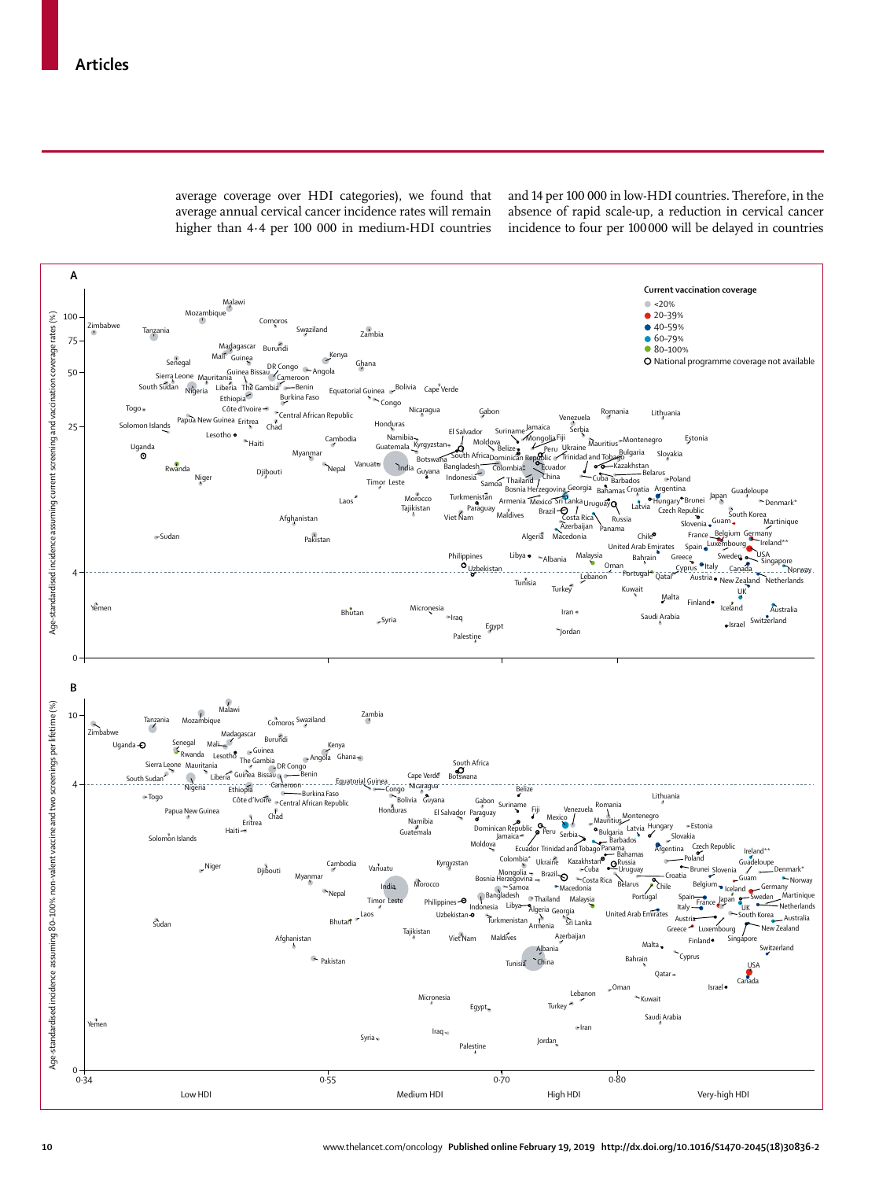average coverage over HDI categories), we found that average annual cervical cancer incidence rates will remain higher than 4·4 per 100 000 in medium-HDI countries and 14 per 100 000 in low-HDI countries. Therefore, in the absence of rapid scale-up, a reduction in cervical cancer incidence to four per 100 000 will be delayed in countries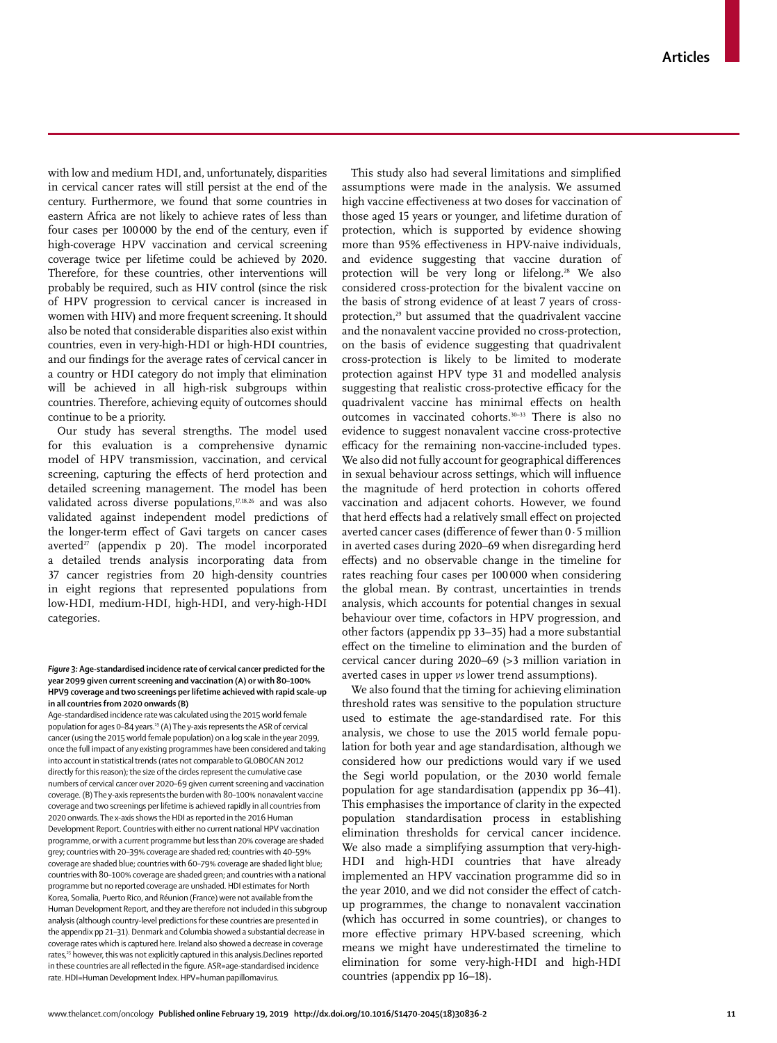with low and medium HDI, and, unfortunately, disparities in cervical cancer rates will still persist at the end of the century. Furthermore, we found that some countries in eastern Africa are not likely to achieve rates of less than four cases per 100 000 by the end of the century, even if high-coverage HPV vaccination and cervical screening coverage twice per lifetime could be achieved by 2020. Therefore, for these countries, other interventions will probably be required, such as HIV control (since the risk of HPV progression to cervical cancer is increased in women with HIV) and more frequent screening. It should also be noted that considerable disparities also exist within countries, even in very-high-HDI or high-HDI countries, and our findings for the average rates of cervical cancer in a country or HDI category do not imply that elimination will be achieved in all high-risk subgroups within countries. Therefore, achieving equity of outcomes should continue to be a priority.

Our study has several strengths. The model used for this evaluation is a comprehensive dynamic model of HPV transmission, vaccination, and cervical screening, capturing the effects of herd protection and detailed screening management. The model has been validated across diverse populations,[17,18,26] and was also validated against independent model predictions of the longer-term effect of Gavi targets on cancer cases averted[27] (appendix p 20). The model incorporated a detailed trends analysis incorporating data from 37 cancer registries from 20 high-density countries in eight regions that represented populations from low-HDI, medium-HDI, high-HDI, and very-high-HDI categories.

***Figure 3:* Age-standardised incidence rate of cervical cancer predicted for the year 2099 given current screening and vaccination (A) or with 80–100% HPV9 coverage and two screenings per lifetime achieved with rapid scale-up in all countries from 2020 onwards (B)**

Age-standardised incidence rate was calculated using the 2015 world female population for ages 0–84 years.[19] (A) The y-axis represents the ASR of cervical cancer (using the 2015 world female population) on a log scale in the year 2099, once the full impact of any existing programmes have been considered and taking into account in statistical trends (rates not comparable to GLOBOCAN 2012 directly for this reason); the size of the circles represent the cumulative case numbers of cervical cancer over 2020–69 given current screening and vaccination coverage. (B) The y-axis represents the burden with 80–100% nonavalent vaccine coverage and two screenings per lifetime is achieved rapidly in all countries from 2020 onwards. The x-axis shows the HDI as reported in the 2016 Human Development Report. Countries with either no current national HPV vaccination programme, or with a current programme but less than 20% coverage are shaded grey; countries with 20–39% coverage are shaded red; countries with 40–59% coverage are shaded blue; countries with 60–79% coverage are shaded light blue; countries with 80–100% coverage are shaded green; and countries with a national programme but no reported coverage are unshaded. HDI estimates for North Korea, Somalia, Puerto Rico, and Réunion (France) were not available from the Human Development Report, and they are therefore not included in this subgroup analysis (although country-level predictions for these countries are presented in the appendix pp 21–31). Denmark and Columbia showed a substantial decrease in coverage rates which is captured here. Ireland also showed a decrease in coverage rates,[25] however, this was not explicitly captured in this analysis.Declines reported in these countries are all reflected in the figure. ASR=age-standardised incidence rate. HDI=Human Development Index. HPV=human papillomavirus.

This study also had several limitations and simplified assumptions were made in the analysis. We assumed high vaccine effectiveness at two doses for vaccination of those aged 15 years or younger, and lifetime duration of protection, which is supported by evidence showing more than 95% effectiveness in HPV-naive individuals, and evidence suggesting that vaccine duration of protection will be very long or lifelong.[28] We also considered cross-protection for the bivalent vaccine on the basis of strong evidence of at least 7 years of cross-protection,[29] but assumed that the quadrivalent vaccine and the nonavalent vaccine provided no cross-protection, on the basis of evidence suggesting that quadrivalent cross-protection is likely to be limited to moderate protection against HPV type 31 and modelled analysis suggesting that realistic cross-protective efficacy for the quadrivalent vaccine has minimal effects on health outcomes in vaccinated cohorts.[30–33] There is also no evidence to suggest nonavalent vaccine cross-protective efficacy for the remaining non-vaccine-included types. We also did not fully account for geographical differences in sexual behaviour across settings, which will influence the magnitude of herd protection in cohorts offered vaccination and adjacent cohorts. However, we found that herd effects had a relatively small effect on projected averted cancer cases (difference of fewer than 0·5 million in averted cases during 2020–69 when disregarding herd effects) and no observable change in the timeline for rates reaching four cases per 100 000 when considering the global mean. By contrast, uncertainties in trends analysis, which accounts for potential changes in sexual behaviour over time, cofactors in HPV progression, and other factors (appendix pp 33–35) had a more substantial effect on the timeline to elimination and the burden of cervical cancer during 2020–69 (>3 million variation in averted cases in upper *vs* lower trend assumptions).

We also found that the timing for achieving elimination threshold rates was sensitive to the population structure used to estimate the age-standardised rate. For this analysis, we chose to use the 2015 world female population for both year and age standardisation, although we considered how our predictions would vary if we used the Segi world population, or the 2030 world female population for age standardisation (appendix pp 36–41). This emphasises the importance of clarity in the expected population standardisation process in establishing elimination thresholds for cervical cancer incidence. We also made a simplifying assumption that very-high-HDI and high-HDI countries that have already implemented an HPV vaccination programme did so in the year 2010, and we did not consider the effect of catch-up programmes, the change to nonavalent vaccination (which has occurred in some countries), or changes to more effective primary HPV-based screening, which means we might have underestimated the timeline to elimination for some very-high-HDI and high-HDI countries (appendix pp 16–18).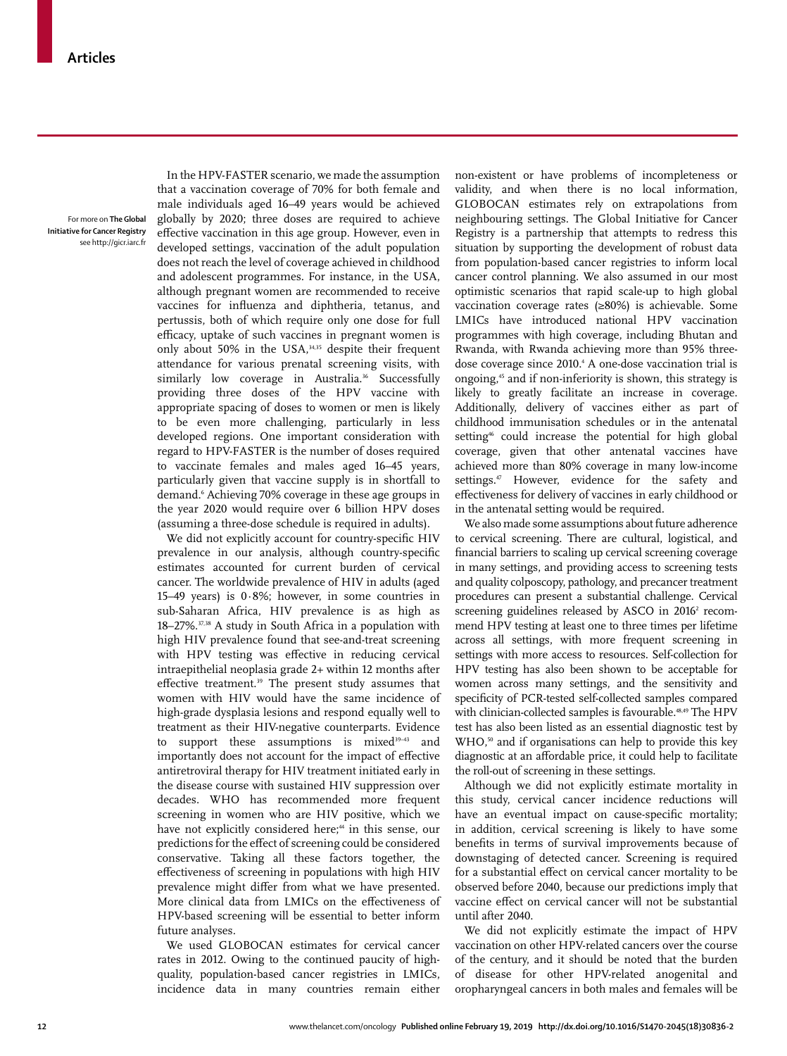For more on **The Global Initiative for Cancer Registry** see http://gicr.iarc.fr

In the HPV-FASTER scenario, we made the assumption that a vaccination coverage of 70% for both female and male individuals aged 16–49 years would be achieved globally by 2020; three doses are required to achieve effective vaccination in this age group. However, even in developed settings, vaccination of the adult population does not reach the level of coverage achieved in childhood and adolescent programmes. For instance, in the USA, although pregnant women are recommended to receive vaccines for influenza and diphtheria, tetanus, and pertussis, both of which require only one dose for full efficacy, uptake of such vaccines in pregnant women is only about 50% in the USA,[34,35] despite their frequent attendance for various prenatal screening visits, with similarly low coverage in Australia.[36] Successfully providing three doses of the HPV vaccine with appropriate spacing of doses to women or men is likely to be even more challenging, particularly in less developed regions. One important consideration with regard to HPV-FASTER is the number of doses required to vaccinate females and males aged 16–45 years, particularly given that vaccine supply is in shortfall to demand.[6] Achieving 70% coverage in these age groups in the year 2020 would require over 6 billion HPV doses (assuming a three-dose schedule is required in adults).

We did not explicitly account for country-specific HIV prevalence in our analysis, although country-specific estimates accounted for current burden of cervical cancer. The worldwide prevalence of HIV in adults (aged 15–49 years) is 0·8%; however, in some countries in sub-Saharan Africa, HIV prevalence is as high as 18–27%.[37,38] A study in South Africa in a population with high HIV prevalence found that see-and-treat screening with HPV testing was effective in reducing cervical intraepithelial neoplasia grade 2+ within 12 months after effective treatment.[39] The present study assumes that women with HIV would have the same incidence of high-grade dysplasia lesions and respond equally well to treatment as their HIV-negative counterparts. Evidence to support these assumptions is mixed[39–43] and importantly does not account for the impact of effective antiretroviral therapy for HIV treatment initiated early in the disease course with sustained HIV suppression over decades. WHO has recommended more frequent screening in women who are HIV positive, which we have not explicitly considered here;[44] in this sense, our predictions for the effect of screening could be considered conservative. Taking all these factors together, the effectiveness of screening in populations with high HIV prevalence might differ from what we have presented. More clinical data from LMICs on the effectiveness of HPV-based screening will be essential to better inform future analyses.

We used GLOBOCAN estimates for cervical cancer rates in 2012. Owing to the continued paucity of high-quality, population-based cancer registries in LMICs, incidence data in many countries remain either non-existent or have problems of incompleteness or validity, and when there is no local information, GLOBOCAN estimates rely on extrapolations from neighbouring settings. The Global Initiative for Cancer Registry is a partnership that attempts to redress this situation by supporting the development of robust data from population-based cancer registries to inform local cancer control planning. We also assumed in our most optimistic scenarios that rapid scale-up to high global vaccination coverage rates (≥80%) is achievable. Some LMICs have introduced national HPV vaccination programmes with high coverage, including Bhutan and Rwanda, with Rwanda achieving more than 95% three-dose coverage since 2010.[4] A one-dose vaccination trial is ongoing,[45] and if non-inferiority is shown, this strategy is likely to greatly facilitate an increase in coverage. Additionally, delivery of vaccines either as part of childhood immunisation schedules or in the antenatal setting[46] could increase the potential for high global coverage, given that other antenatal vaccines have achieved more than 80% coverage in many low-income settings.[47] However, evidence for the safety and effectiveness for delivery of vaccines in early childhood or in the antenatal setting would be required.

We also made some assumptions about future adherence to cervical screening. There are cultural, logistical, and financial barriers to scaling up cervical screening coverage in many settings, and providing access to screening tests and quality colposcopy, pathology, and precancer treatment procedures can present a substantial challenge. Cervical screening guidelines released by ASCO in 2016[2] recommend HPV testing at least one to three times per lifetime across all settings, with more frequent screening in settings with more access to resources. Self-collection for HPV testing has also been shown to be acceptable for women across many settings, and the sensitivity and specificity of PCR-tested self-collected samples compared with clinician-collected samples is favourable.[48,49] The HPV test has also been listed as an essential diagnostic test by WHO,[50] and if organisations can help to provide this key diagnostic at an affordable price, it could help to facilitate the roll-out of screening in these settings.

Although we did not explicitly estimate mortality in this study, cervical cancer incidence reductions will have an eventual impact on cause-specific mortality; in addition, cervical screening is likely to have some benefits in terms of survival improvements because of downstaging of detected cancer. Screening is required for a substantial effect on cervical cancer mortality to be observed before 2040, because our predictions imply that vaccine effect on cervical cancer will not be substantial until after 2040.

We did not explicitly estimate the impact of HPV vaccination on other HPV-related cancers over the course of the century, and it should be noted that the burden of disease for other HPV-related anogenital and oropharyngeal cancers in both males and females will be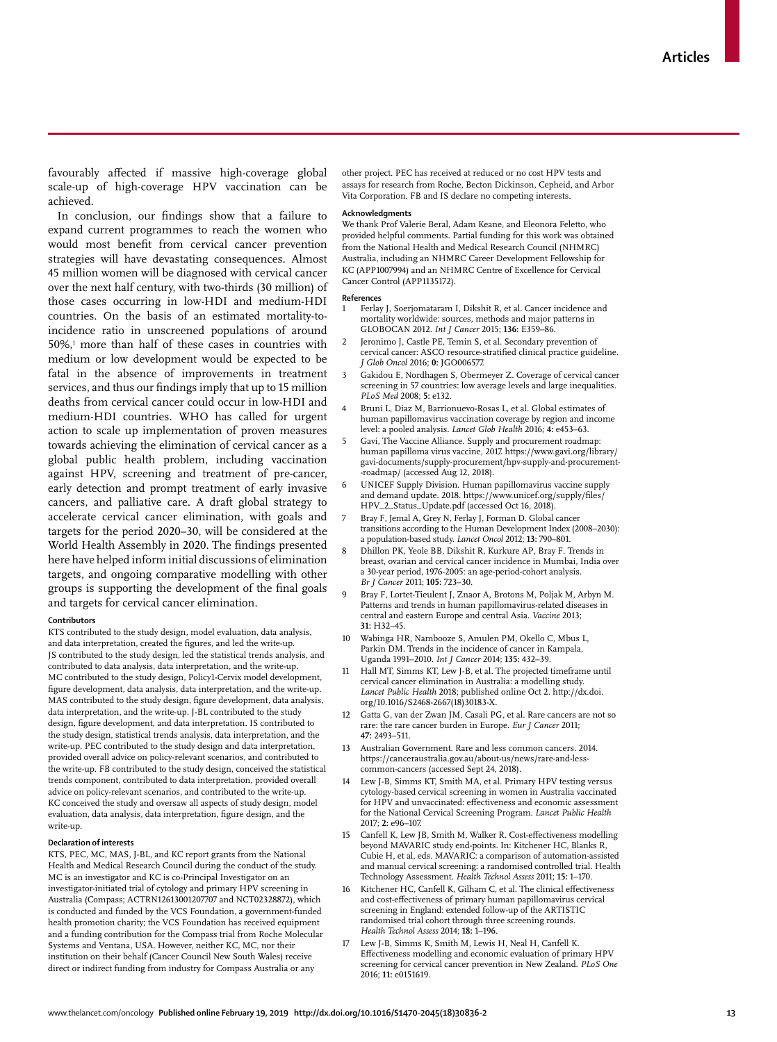favourably affected if massive high-coverage global scale-up of high-coverage HPV vaccination can be achieved.

In conclusion, our findings show that a failure to expand current programmes to reach the women who would most benefit from cervical cancer prevention strategies will have devastating consequences. Almost 45 million women will be diagnosed with cervical cancer over the next half century, with two-thirds (30 million) of those cases occurring in low-HDI and medium-HDI countries. On the basis of an estimated mortality-to-incidence ratio in unscreened populations of around 50%,[1] more than half of these cases in countries with medium or low development would be expected to be fatal in the absence of improvements in treatment services, and thus our findings imply that up to 15 million deaths from cervical cancer could occur in low-HDI and medium-HDI countries. WHO has called for urgent action to scale up implementation of proven measures towards achieving the elimination of cervical cancer as a global public health problem, including vaccination against HPV, screening and treatment of pre-cancer, early detection and prompt treatment of early invasive cancers, and palliative care. A draft global strategy to accelerate cervical cancer elimination, with goals and targets for the period 2020–30, will be considered at the World Health Assembly in 2020. The findings presented here have helped inform initial discussions of elimination targets, and ongoing comparative modelling with other groups is supporting the development of the final goals and targets for cervical cancer elimination.

#### Contributors

KTS contributed to the study design, model evaluation, data analysis, and data interpretation, created the figures, and led the write-up. JS contributed to the study design, led the statistical trends analysis, and contributed to data analysis, data interpretation, and the write-up. MC contributed to the study design, Policy1-Cervix model development, figure development, data analysis, data interpretation, and the write-up. MAS contributed to the study design, figure development, data analysis, data interpretation, and the write-up. J-BL contributed to the study design, figure development, and data interpretation. IS contributed to the study design, statistical trends analysis, data interpretation, and the write-up. PEC contributed to the study design and data interpretation, provided overall advice on policy-relevant scenarios, and contributed to the write-up. FB contributed to the study design, conceived the statistical trends component, contributed to data interpretation, provided overall advice on policy-relevant scenarios, and contributed to the write-up. KC conceived the study and oversaw all aspects of study design, model evaluation, data analysis, data interpretation, figure design, and the write-up.

#### Declaration of interests

KTS, PEC, MC, MAS, J-BL, and KC report grants from the National Health and Medical Research Council during the conduct of the study. MC is an investigator and KC is co-Principal Investigator on an investigator-initiated trial of cytology and primary HPV screening in Australia (Compass; ACTRN12613001207707 and NCT02328872), which is conducted and funded by the VCS Foundation, a government-funded health promotion charity; the VCS Foundation has received equipment and a funding contribution for the Compass trial from Roche Molecular Systems and Ventana, USA. However, neither KC, MC, nor their institution on their behalf (Cancer Council New South Wales) receive direct or indirect funding from industry for Compass Australia or any other project. PEC has received at reduced or no cost HPV tests and assays for research from Roche, Becton Dickinson, Cepheid, and Arbor Vita Corporation. FB and IS declare no competing interests.

#### Acknowledgments

We thank Prof Valerie Beral, Adam Keane, and Eleonora Feletto, who provided helpful comments. Partial funding for this work was obtained from the National Health and Medical Research Council (NHMRC) Australia, including an NHMRC Career Development Fellowship for KC (APP1007994) and an NHMRC Centre of Excellence for Cervical Cancer Control (APP1135172).

#### References

1. Ferlay J, Soerjomataram I, Dikshit R, et al. Cancer incidence and mortality worldwide: sources, methods and major patterns in GLOBOCAN 2012. *Int J Cancer* 2015; **136:** E359–86.
2. Jeronimo J, Castle PE, Temin S, et al. Secondary prevention of cervical cancer: ASCO resource-stratified clinical practice guideline. *J Glob Oncol* 2016; **0:** JGO006577.
3. Gakidou E, Nordhagen S, Obermeyer Z. Coverage of cervical cancer screening in 57 countries: low average levels and large inequalities. *PLoS Med* 2008; **5:** e132.
4. Bruni L, Diaz M, Barrionuevo-Rosas L, et al. Global estimates of human papillomavirus vaccination coverage by region and income level: a pooled analysis. *Lancet Glob Health* 2016; **4:** e453–63.
5. Gavi, The Vaccine Alliance. Supply and procurement roadmap: human papilloma virus vaccine, 2017. https://www.gavi.org/library/gavi-documents/supply-procurement/hpv-supply-and-procurement--roadmap/ (accessed Aug 12, 2018).
6. UNICEF Supply Division. Human papillomavirus vaccine supply and demand update. 2018. https://www.unicef.org/supply/files/HPV_2_Status_Update.pdf (accessed Oct 16, 2018).
7. Bray F, Jemal A, Grey N, Ferlay J, Forman D. Global cancer transitions according to the Human Development Index (2008–2030): a population-based study. *Lancet Oncol* 2012; **13:** 790–801.
8. Dhillon PK, Yeole BB, Dikshit R, Kurkure AP, Bray F. Trends in breast, ovarian and cervical cancer incidence in Mumbai, India over a 30-year period, 1976-2005: an age-period-cohort analysis. *Br J Cancer* 2011; **105:** 723–30.
9. Bray F, Lortet-Tieulent J, Znaor A, Brotons M, Poljak M, Arbyn M. Patterns and trends in human papillomavirus-related diseases in central and eastern Europe and central Asia. *Vaccine* 2013; **31:** H32–45.
10. Wabinga HR, Nambooze S, Amulen PM, Okello C, Mbus L, Parkin DM. Trends in the incidence of cancer in Kampala, Uganda 1991–2010. *Int J Cancer* 2014; **135:** 432–39.
11. Hall MT, Simms KT, Lew J-B, et al. The projected timeframe until cervical cancer elimination in Australia: a modelling study. *Lancet Public Health* 2018; published online Oct 2. http://dx.doi.org/10.1016/S2468-2667(18)30183-X.
12. Gatta G, van der Zwan JM, Casali PG, et al. Rare cancers are not so rare: the rare cancer burden in Europe. *Eur J Cancer* 2011; **47:** 2493–511.
13. Australian Government. Rare and less common cancers. 2014. https://canceraustralia.gov.au/about-us/news/rare-and-less-common-cancers (accessed Sept 24, 2018).
14. Lew J-B, Simms KT, Smith MA, et al. Primary HPV testing versus cytology-based cervical screening in women in Australia vaccinated for HPV and unvaccinated: effectiveness and economic assessment for the National Cervical Screening Program. *Lancet Public Health* 2017; **2:** e96–107.
15. Canfell K, Lew JB, Smith M, Walker R. Cost-effectiveness modelling beyond MAVARIC study end-points. In: Kitchener HC, Blanks R, Cubie H, et al, eds. MAVARIC: a comparison of automation-assisted and manual cervical screening: a randomised controlled trial. Health Technology Assessment. *Health Technol Assess* 2011; **15:** 1–170.
16. Kitchener HC, Canfell K, Gilham C, et al. The clinical effectiveness and cost-effectiveness of primary human papillomavirus cervical screening in England: extended follow-up of the ARTISTIC randomised trial cohort through three screening rounds. *Health Technol Assess* 2014; **18:** 1–196.
17. Lew J-B, Simms K, Smith M, Lewis H, Neal H, Canfell K. Effectiveness modelling and economic evaluation of primary HPV screening for cervical cancer prevention in New Zealand. *PLoS One* 2016; **11:** e0151619.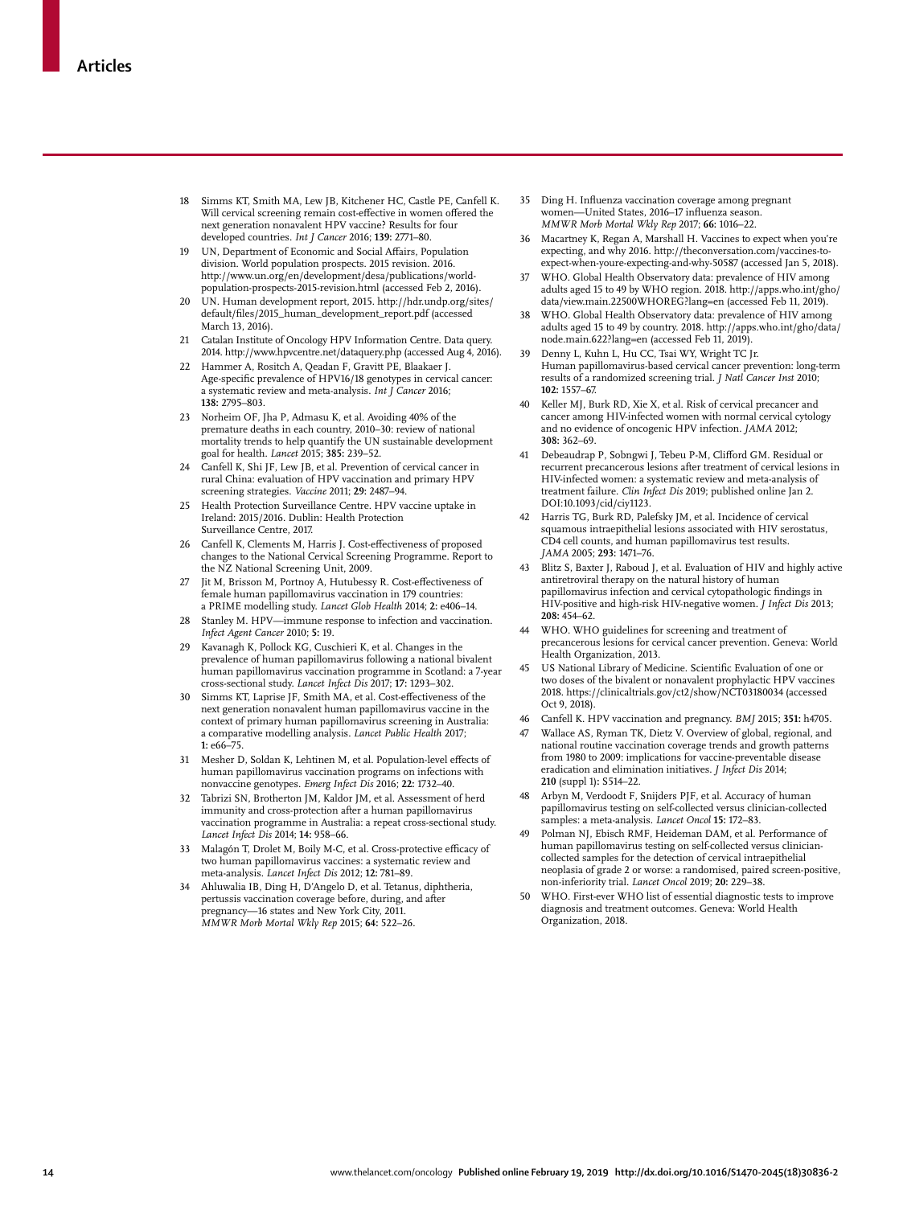18 Simms KT, Smith MA, Lew JB, Kitchener HC, Castle PE, Canfell K. Will cervical screening remain cost-effective in women offered the next generation nonavalent HPV vaccine? Results for four developed countries. *Int J Cancer* 2016; **139:** 2771–80.

19 UN, Department of Economic and Social Affairs, Population division. World population prospects. 2015 revision. 2016. http://www.un.org/en/development/desa/publications/world-population-prospects-2015-revision.html (accessed Feb 2, 2016).

20 UN. Human development report, 2015. http://hdr.undp.org/sites/default/files/2015_human_development_report.pdf (accessed March 13, 2016).

21 Catalan Institute of Oncology HPV Information Centre. Data query. 2014. http://www.hpvcentre.net/dataquery.php (accessed Aug 4, 2016).

22 Hammer A, Rositch A, Qeadan F, Gravitt PE, Blaakaer J. Age-specific prevalence of HPV16/18 genotypes in cervical cancer: a systematic review and meta-analysis. *Int J Cancer* 2016; **138:** 2795–803.

23 Norheim OF, Jha P, Admasu K, et al. Avoiding 40% of the premature deaths in each country, 2010–30: review of national mortality trends to help quantify the UN sustainable development goal for health. *Lancet* 2015; **385:** 239–52.

24 Canfell K, Shi JF, Lew JB, et al. Prevention of cervical cancer in rural China: evaluation of HPV vaccination and primary HPV screening strategies. *Vaccine* 2011; **29:** 2487–94.

25 Health Protection Surveillance Centre. HPV vaccine uptake in Ireland: 2015/2016. Dublin: Health Protection Surveillance Centre, 2017.

26 Canfell K, Clements M, Harris J. Cost-effectiveness of proposed changes to the National Cervical Screening Programme. Report to the NZ National Screening Unit, 2009.

27 Jit M, Brisson M, Portnoy A, Hutubessy R. Cost-effectiveness of female human papillomavirus vaccination in 179 countries: a PRIME modelling study. *Lancet Glob Health* 2014; **2:** e406–14.

28 Stanley M. HPV—immune response to infection and vaccination. *Infect Agent Cancer* 2010; **5:** 19.

29 Kavanagh K, Pollock KG, Cuschieri K, et al. Changes in the prevalence of human papillomavirus following a national bivalent human papillomavirus vaccination programme in Scotland: a 7-year cross-sectional study. *Lancet Infect Dis* 2017; **17:** 1293–302.

30 Simms KT, Laprise JF, Smith MA, et al. Cost-effectiveness of the next generation nonavalent human papillomavirus vaccine in the context of primary human papillomavirus screening in Australia: a comparative modelling analysis. *Lancet Public Health* 2017; **1:** e66–75.

31 Mesher D, Soldan K, Lehtinen M, et al. Population-level effects of human papillomavirus vaccination programs on infections with nonvaccine genotypes. *Emerg Infect Dis* 2016; **22:** 1732–40.

32 Tabrizi SN, Brotherton JM, Kaldor JM, et al. Assessment of herd immunity and cross-protection after a human papillomavirus vaccination programme in Australia: a repeat cross-sectional study. *Lancet Infect Dis* 2014; **14:** 958–66.

33 Malagón T, Drolet M, Boily M-C, et al. Cross-protective efficacy of two human papillomavirus vaccines: a systematic review and meta-analysis. *Lancet Infect Dis* 2012; **12:** 781–89.

34 Ahluwalia IB, Ding H, D'Angelo D, et al. Tetanus, diphtheria, pertussis vaccination coverage before, during, and after pregnancy—16 states and New York City, 2011. *MMWR Morb Mortal Wkly Rep* 2015; **64:** 522–26.

35 Ding H. Influenza vaccination coverage among pregnant women—United States, 2016–17 influenza season. *MMWR Morb Mortal Wkly Rep* 2017; **66:** 1016–22.

36 Macartney K, Regan A, Marshall H. Vaccines to expect when you're expecting, and why 2016. http://theconversation.com/vaccines-to-expect-when-youre-expecting-and-why-50587 (accessed Jan 5, 2018).

37 WHO. Global Health Observatory data: prevalence of HIV among adults aged 15 to 49 by WHO region. 2018. http://apps.who.int/gho/data/view.main.22500WHOREG?lang=en (accessed Feb 11, 2019).

38 WHO. Global Health Observatory data: prevalence of HIV among adults aged 15 to 49 by country. 2018. http://apps.who.int/gho/data/node.main.622?lang=en (accessed Feb 11, 2019).

39 Denny L, Kuhn L, Hu CC, Tsai WY, Wright TC Jr. Human papillomavirus-based cervical cancer prevention: long-term results of a randomized screening trial. *J Natl Cancer Inst* 2010; **102:** 1557–67.

40 Keller MJ, Burk RD, Xie X, et al. Risk of cervical precancer and cancer among HIV-infected women with normal cervical cytology and no evidence of oncogenic HPV infection. *JAMA* 2012; **308:** 362–69.

41 Debeaudrap P, Sobngwi J, Tebeu P-M, Clifford GM. Residual or recurrent precancerous lesions after treatment of cervical lesions in HIV-infected women: a systematic review and meta-analysis of treatment failure. *Clin Infect Dis* 2019; published online Jan 2. DOI:10.1093/cid/ciy1123.

42 Harris TG, Burk RD, Palefsky JM, et al. Incidence of cervical squamous intraepithelial lesions associated with HIV serostatus, CD4 cell counts, and human papillomavirus test results. *JAMA* 2005; **293:** 1471–76.

43 Blitz S, Baxter J, Raboud J, et al. Evaluation of HIV and highly active antiretroviral therapy on the natural history of human papillomavirus infection and cervical cytopathologic findings in HIV-positive and high-risk HIV-negative women. *J Infect Dis* 2013; **208:** 454–62.

44 WHO. WHO guidelines for screening and treatment of precancerous lesions for cervical cancer prevention. Geneva: World Health Organization, 2013.

45 US National Library of Medicine. Scientific Evaluation of one or two doses of the bivalent or nonavalent prophylactic HPV vaccines 2018. https://clinicaltrials.gov/ct2/show/NCT03180034 (accessed Oct 9, 2018).

46 Canfell K. HPV vaccination and pregnancy. *BMJ* 2015; **351:** h4705.

47 Wallace AS, Ryman TK, Dietz V. Overview of global, regional, and national routine vaccination coverage trends and growth patterns from 1980 to 2009: implications for vaccine-preventable disease eradication and elimination initiatives. *J Infect Dis* 2014; **210** (suppl 1): S514–22.

48 Arbyn M, Verdoodt F, Snijders PJF, et al. Accuracy of human papillomavirus testing on self-collected versus clinician-collected samples: a meta-analysis. *Lancet Oncol* **15:** 172–83.

49 Polman NJ, Ebisch RMF, Heideman DAM, et al. Performance of human papillomavirus testing on self-collected versus clinician-collected samples for the detection of cervical intraepithelial neoplasia of grade 2 or worse: a randomised, paired screen-positive, non-inferiority trial. *Lancet Oncol* 2019; **20:** 229–38.

50 WHO. First-ever WHO list of essential diagnostic tests to improve diagnosis and treatment outcomes. Geneva: World Health Organization, 2018.